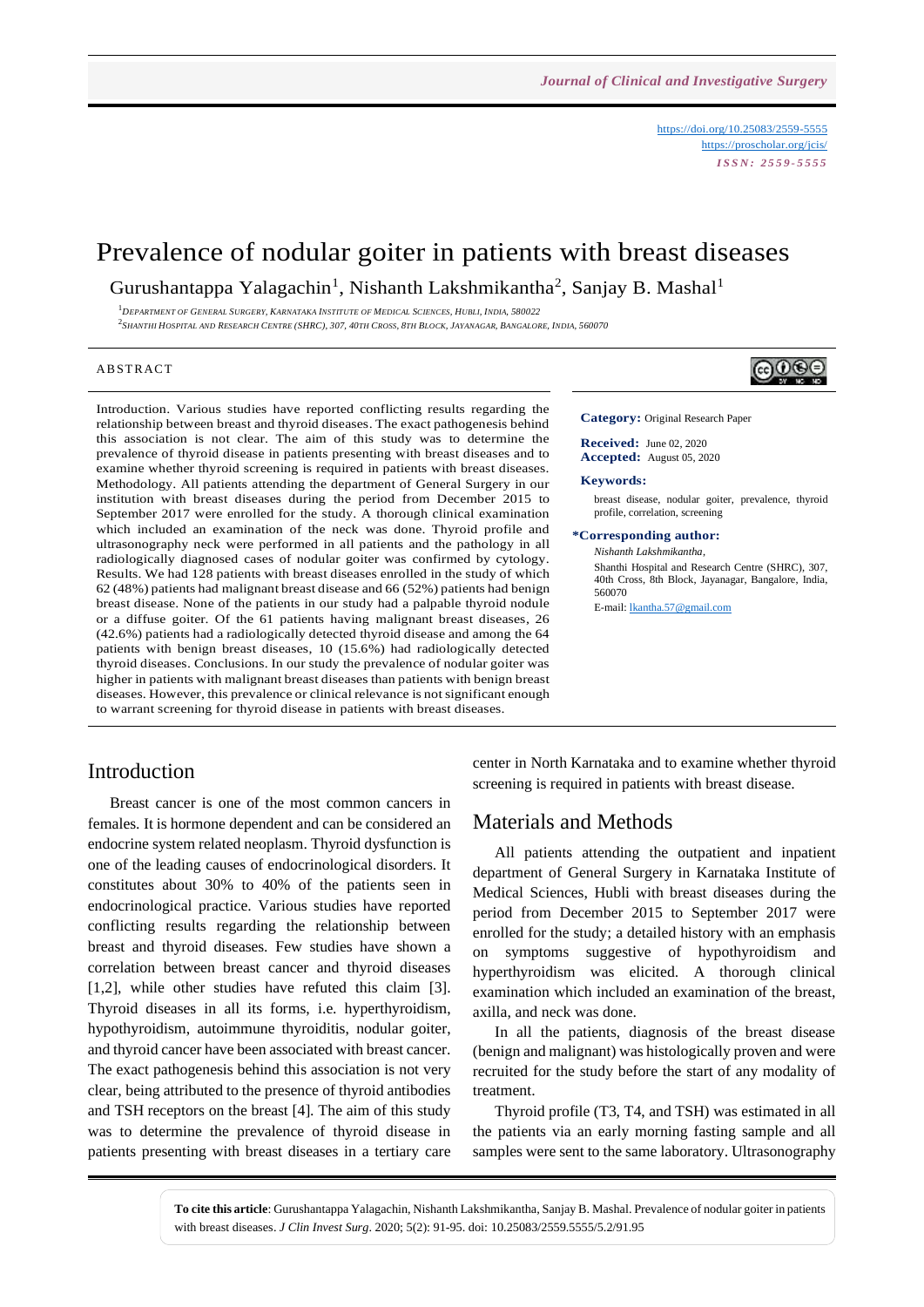https://doi.org/10.25083/2559-5555
https://proscholar.org/jcis/
*ISSN: 2559-5555*

# Prevalence of nodular goiter in patients with breast diseases

Gurushantappa Yalagachin[1], Nishanth Lakshmikantha[2], Sanjay B. Mashal[1]

[1]Department of General Surgery, Karnataka Institute of Medical Sciences, Hubli, India, 580022
[2]Shanthi Hospital and Research Centre (SHRC), 307, 40th Cross, 8th Block, Jayanagar, Bangalore, India, 560070

## ABSTRACT

Introduction. Various studies have reported conflicting results regarding the relationship between breast and thyroid diseases. The exact pathogenesis behind this association is not clear. The aim of this study was to determine the prevalence of thyroid disease in patients presenting with breast diseases and to examine whether thyroid screening is required in patients with breast diseases. Methodology. All patients attending the department of General Surgery in our institution with breast diseases during the period from December 2015 to September 2017 were enrolled for the study. A thorough clinical examination which included an examination of the neck was done. Thyroid profile and ultrasonography neck were performed in all patients and the pathology in all radiologically diagnosed cases of nodular goiter was confirmed by cytology. Results. We had 128 patients with breast diseases enrolled in the study of which 62 (48%) patients had malignant breast disease and 66 (52%) patients had benign breast disease. None of the patients in our study had a palpable thyroid nodule or a diffuse goiter. Of the 61 patients having malignant breast diseases, 26 (42.6%) patients had a radiologically detected thyroid disease and among the 64 patients with benign breast diseases, 10 (15.6%) had radiologically detected thyroid diseases. Conclusions. In our study the prevalence of nodular goiter was higher in patients with malignant breast diseases than patients with benign breast diseases. However, this prevalence or clinical relevance is not significant enough to warrant screening for thyroid disease in patients with breast diseases.

**Category:** Original Research Paper

**Received:** June 02, 2020
**Accepted:** August 05, 2020

**Keywords:**

breast disease, nodular goiter, prevalence, thyroid profile, correlation, screening

**\*Corresponding author:**

*Nishanth Lakshmikantha*,
Shanthi Hospital and Research Centre (SHRC), 307, 40th Cross, 8th Block, Jayanagar, Bangalore, India, 560070
E-mail: lkantha.57@gmail.com

## Introduction

Breast cancer is one of the most common cancers in females. It is hormone dependent and can be considered an endocrine system related neoplasm. Thyroid dysfunction is one of the leading causes of endocrinological disorders. It constitutes about 30% to 40% of the patients seen in endocrinological practice. Various studies have reported conflicting results regarding the relationship between breast and thyroid diseases. Few studies have shown a correlation between breast cancer and thyroid diseases [1,2], while other studies have refuted this claim [3]. Thyroid diseases in all its forms, i.e. hyperthyroidism, hypothyroidism, autoimmune thyroiditis, nodular goiter, and thyroid cancer have been associated with breast cancer. The exact pathogenesis behind this association is not very clear, being attributed to the presence of thyroid antibodies and TSH receptors on the breast [4]. The aim of this study was to determine the prevalence of thyroid disease in patients presenting with breast diseases in a tertiary care center in North Karnataka and to examine whether thyroid screening is required in patients with breast disease.

## Materials and Methods

All patients attending the outpatient and inpatient department of General Surgery in Karnataka Institute of Medical Sciences, Hubli with breast diseases during the period from December 2015 to September 2017 were enrolled for the study; a detailed history with an emphasis on symptoms suggestive of hypothyroidism and hyperthyroidism was elicited. A thorough clinical examination which included an examination of the breast, axilla, and neck was done.

In all the patients, diagnosis of the breast disease (benign and malignant) was histologically proven and were recruited for the study before the start of any modality of treatment.

Thyroid profile (T3, T4, and TSH) was estimated in all the patients via an early morning fasting sample and all samples were sent to the same laboratory. Ultrasonography

**To cite this article**: Gurushantappa Yalagachin, Nishanth Lakshmikantha, Sanjay B. Mashal. Prevalence of nodular goiter in patients with breast diseases. *J Clin Invest Surg*. 2020; 5(2): 91-95. doi: 10.25083/2559.5555/5.2/91.95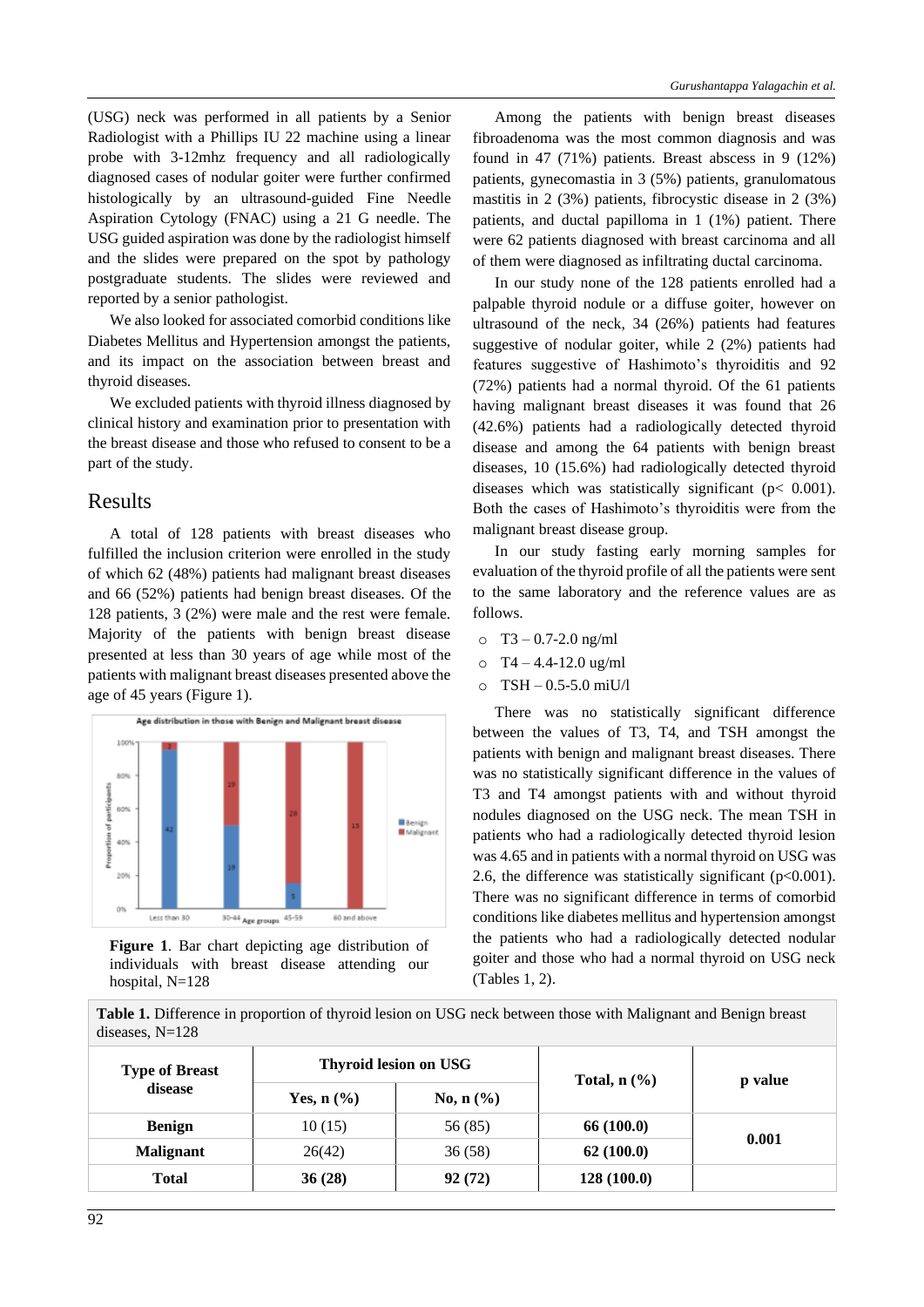(USG) neck was performed in all patients by a Senior Radiologist with a Phillips IU 22 machine using a linear probe with 3-12mhz frequency and all radiologically diagnosed cases of nodular goiter were further confirmed histologically by an ultrasound-guided Fine Needle Aspiration Cytology (FNAC) using a 21 G needle. The USG guided aspiration was done by the radiologist himself and the slides were prepared on the spot by pathology postgraduate students. The slides were reviewed and reported by a senior pathologist.

We also looked for associated comorbid conditions like Diabetes Mellitus and Hypertension amongst the patients, and its impact on the association between breast and thyroid diseases.

We excluded patients with thyroid illness diagnosed by clinical history and examination prior to presentation with the breast disease and those who refused to consent to be a part of the study.

## Results

A total of 128 patients with breast diseases who fulfilled the inclusion criterion were enrolled in the study of which 62 (48%) patients had malignant breast diseases and 66 (52%) patients had benign breast diseases. Of the 128 patients, 3 (2%) were male and the rest were female. Majority of the patients with benign breast disease presented at less than 30 years of age while most of the patients with malignant breast diseases presented above the age of 45 years (Figure 1).

**Figure 1**. Bar chart depicting age distribution of individuals with breast disease attending our hospital, N=128

Among the patients with benign breast diseases fibroadenoma was the most common diagnosis and was found in 47 (71%) patients. Breast abscess in 9 (12%) patients, gynecomastia in 3 (5%) patients, granulomatous mastitis in 2 (3%) patients, fibrocystic disease in 2 (3%) patients, and ductal papilloma in 1 (1%) patient. There were 62 patients diagnosed with breast carcinoma and all of them were diagnosed as infiltrating ductal carcinoma.

In our study none of the 128 patients enrolled had a palpable thyroid nodule or a diffuse goiter, however on ultrasound of the neck, 34 (26%) patients had features suggestive of nodular goiter, while 2 (2%) patients had features suggestive of Hashimoto's thyroiditis and 92 (72%) patients had a normal thyroid. Of the 61 patients having malignant breast diseases it was found that 26 (42.6%) patients had a radiologically detected thyroid disease and among the 64 patients with benign breast diseases, 10 (15.6%) had radiologically detected thyroid diseases which was statistically significant ($p < 0.001$). Both the cases of Hashimoto's thyroiditis were from the malignant breast disease group.

In our study fasting early morning samples for evaluation of the thyroid profile of all the patients were sent to the same laboratory and the reference values are as follows.

- T3 – 0.7-2.0 ng/ml
- T4 – 4.4-12.0 ug/ml
- TSH – 0.5-5.0 miU/l

There was no statistically significant difference between the values of T3, T4, and TSH amongst the patients with benign and malignant breast diseases. There was no statistically significant difference in the values of T3 and T4 amongst patients with and without thyroid nodules diagnosed on the USG neck. The mean TSH in patients who had a radiologically detected thyroid lesion was 4.65 and in patients with a normal thyroid on USG was 2.6, the difference was statistically significant ($p<0.001$). There was no significant difference in terms of comorbid conditions like diabetes mellitus and hypertension amongst the patients who had a radiologically detected nodular goiter and those who had a normal thyroid on USG neck (Tables 1, 2).

**Table 1.** Difference in proportion of thyroid lesion on USG neck between those with Malignant and Benign breast diseases, N=128

| Type of Breast disease | Thyroid lesion on USG | | Total, n (%) | p value |
|---|---|---|---|---|
| | Yes, n (%) | No, n (%) | | |
| **Benign** | 10 (15) | 56 (85) | **66 (100.0)** | **0.001** |
| **Malignant** | 26(42) | 36 (58) | **62 (100.0)** | |
| **Total** | **36 (28)** | **92 (72)** | **128 (100.0)** | |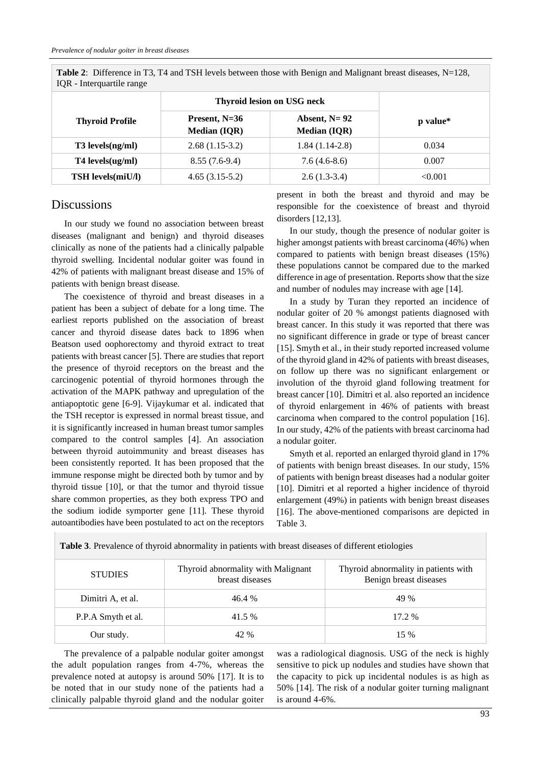**Table 2**: Difference in T3, T4 and TSH levels between those with Benign and Malignant breast diseases, N=128, IQR - Interquartile range

| Thyroid Profile | Thyroid lesion on USG neck | | p value* |
|---|---|---|---|
| | Present, N=36 Median (IQR) | Absent, N= 92 Median (IQR) | |
| **T3 levels(ng/ml)** | 2.68 (1.15-3.2) | 1.84 (1.14-2.8) | 0.034 |
| **T4 levels(ug/ml)** | 8.55 (7.6-9.4) | 7.6 (4.6-8.6) | 0.007 |
| **TSH levels(miU/l)** | 4.65 (3.15-5.2) | 2.6 (1.3-3.4) | <0.001 |

## Discussions

In our study we found no association between breast diseases (malignant and benign) and thyroid diseases clinically as none of the patients had a clinically palpable thyroid swelling. Incidental nodular goiter was found in 42% of patients with malignant breast disease and 15% of patients with benign breast disease.

The coexistence of thyroid and breast diseases in a patient has been a subject of debate for a long time. The earliest reports published on the association of breast cancer and thyroid disease dates back to 1896 when Beatson used oophorectomy and thyroid extract to treat patients with breast cancer [5]. There are studies that report the presence of thyroid receptors on the breast and the carcinogenic potential of thyroid hormones through the activation of the MAPK pathway and upregulation of the antiapoptotic gene [6-9]. Vijaykumar et al. indicated that the TSH receptor is expressed in normal breast tissue, and it is significantly increased in human breast tumor samples compared to the control samples [4]. An association between thyroid autoimmunity and breast diseases has been consistently reported. It has been proposed that the immune response might be directed both by tumor and by thyroid tissue [10], or that the tumor and thyroid tissue share common properties, as they both express TPO and the sodium iodide symporter gene [11]. These thyroid autoantibodies have been postulated to act on the receptors present in both the breast and thyroid and may be responsible for the coexistence of breast and thyroid disorders [12,13].

In our study, though the presence of nodular goiter is higher amongst patients with breast carcinoma (46%) when compared to patients with benign breast diseases (15%) these populations cannot be compared due to the marked difference in age of presentation. Reports show that the size and number of nodules may increase with age [14].

In a study by Turan they reported an incidence of nodular goiter of 20 % amongst patients diagnosed with breast cancer. In this study it was reported that there was no significant difference in grade or type of breast cancer [15]. Smyth et al., in their study reported increased volume of the thyroid gland in 42% of patients with breast diseases, on follow up there was no significant enlargement or involution of the thyroid gland following treatment for breast cancer [10]. Dimitri et al. also reported an incidence of thyroid enlargement in 46% of patients with breast carcinoma when compared to the control population [16]. In our study, 42% of the patients with breast carcinoma had a nodular goiter.

Smyth et al. reported an enlarged thyroid gland in 17% of patients with benign breast diseases. In our study, 15% of patients with benign breast diseases had a nodular goiter [10]. Dimitri et al reported a higher incidence of thyroid enlargement (49%) in patients with benign breast diseases [16]. The above-mentioned comparisons are depicted in Table 3.

**Table 3**. Prevalence of thyroid abnormality in patients with breast diseases of different etiologies

| STUDIES | Thyroid abnormality with Malignant breast diseases | Thyroid abnormality in patients with Benign breast diseases |
|---|---|---|
| Dimitri A, et al. | 46.4 % | 49 % |
| P.P.A Smyth et al. | 41.5 % | 17.2 % |
| Our study. | 42 % | 15 % |

The prevalence of a palpable nodular goiter amongst the adult population ranges from 4-7%, whereas the prevalence noted at autopsy is around 50% [17]. It is to be noted that in our study none of the patients had a clinically palpable thyroid gland and the nodular goiter was a radiological diagnosis. USG of the neck is highly sensitive to pick up nodules and studies have shown that the capacity to pick up incidental nodules is as high as 50% [14]. The risk of a nodular goiter turning malignant is around 4-6%.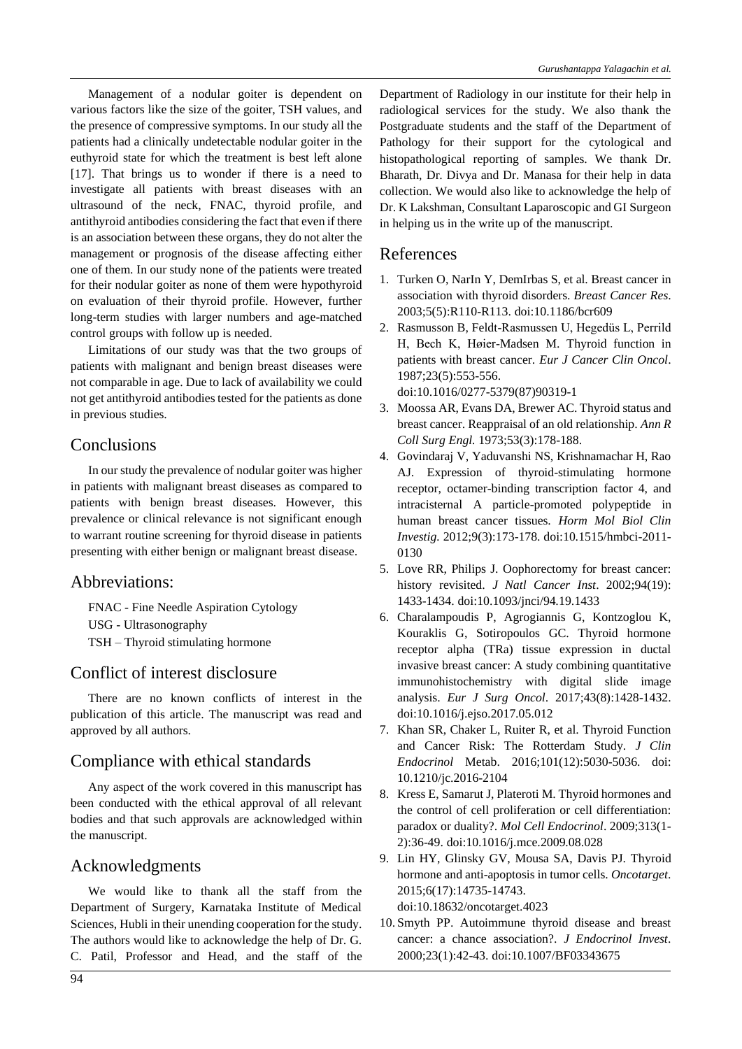Management of a nodular goiter is dependent on various factors like the size of the goiter, TSH values, and the presence of compressive symptoms. In our study all the patients had a clinically undetectable nodular goiter in the euthyroid state for which the treatment is best left alone [17]. That brings us to wonder if there is a need to investigate all patients with breast diseases with an ultrasound of the neck, FNAC, thyroid profile, and antithyroid antibodies considering the fact that even if there is an association between these organs, they do not alter the management or prognosis of the disease affecting either one of them. In our study none of the patients were treated for their nodular goiter as none of them were hypothyroid on evaluation of their thyroid profile. However, further long-term studies with larger numbers and age-matched control groups with follow up is needed.

Limitations of our study was that the two groups of patients with malignant and benign breast diseases were not comparable in age. Due to lack of availability we could not get antithyroid antibodies tested for the patients as done in previous studies.

## Conclusions

In our study the prevalence of nodular goiter was higher in patients with malignant breast diseases as compared to patients with benign breast diseases. However, this prevalence or clinical relevance is not significant enough to warrant routine screening for thyroid disease in patients presenting with either benign or malignant breast disease.

## Abbreviations:

FNAC - Fine Needle Aspiration Cytology

USG - Ultrasonography

TSH – Thyroid stimulating hormone

## Conflict of interest disclosure

There are no known conflicts of interest in the publication of this article. The manuscript was read and approved by all authors.

## Compliance with ethical standards

Any aspect of the work covered in this manuscript has been conducted with the ethical approval of all relevant bodies and that such approvals are acknowledged within the manuscript.

## Acknowledgments

We would like to thank all the staff from the Department of Surgery, Karnataka Institute of Medical Sciences, Hubli in their unending cooperation for the study. The authors would like to acknowledge the help of Dr. G. C. Patil, Professor and Head, and the staff of the Department of Radiology in our institute for their help in radiological services for the study. We also thank the Postgraduate students and the staff of the Department of Pathology for their support for the cytological and histopathological reporting of samples. We thank Dr. Bharath, Dr. Divya and Dr. Manasa for their help in data collection. We would also like to acknowledge the help of Dr. K Lakshman, Consultant Laparoscopic and GI Surgeon in helping us in the write up of the manuscript.

## References

1. Turken O, NarIn Y, DemIrbas S, et al. Breast cancer in association with thyroid disorders. *Breast Cancer Res*. 2003;5(5):R110-R113. doi:10.1186/bcr609
2. Rasmusson B, Feldt-Rasmussen U, Hegedüs L, Perrild H, Bech K, Høier-Madsen M. Thyroid function in patients with breast cancer. *Eur J Cancer Clin Oncol*. 1987;23(5):553-556. doi:10.1016/0277-5379(87)90319-1
3. Moossa AR, Evans DA, Brewer AC. Thyroid status and breast cancer. Reappraisal of an old relationship. *Ann R Coll Surg Engl.* 1973;53(3):178-188.
4. Govindaraj V, Yaduvanshi NS, Krishnamachar H, Rao AJ. Expression of thyroid-stimulating hormone receptor, octamer-binding transcription factor 4, and intracisternal A particle-promoted polypeptide in human breast cancer tissues. *Horm Mol Biol Clin Investig*. 2012;9(3):173-178. doi:10.1515/hmbci-2011-0130
5. Love RR, Philips J. Oophorectomy for breast cancer: history revisited. *J Natl Cancer Inst*. 2002;94(19): 1433-1434. doi:10.1093/jnci/94.19.1433
6. Charalampoudis P, Agrogiannis G, Kontzoglou K, Kouraklis G, Sotiropoulos GC. Thyroid hormone receptor alpha (TRa) tissue expression in ductal invasive breast cancer: A study combining quantitative immunohistochemistry with digital slide image analysis. *Eur J Surg Oncol*. 2017;43(8):1428-1432. doi:10.1016/j.ejso.2017.05.012
7. Khan SR, Chaker L, Ruiter R, et al. Thyroid Function and Cancer Risk: The Rotterdam Study. *J Clin Endocrinol* Metab. 2016;101(12):5030-5036. doi: 10.1210/jc.2016-2104
8. Kress E, Samarut J, Plateroti M. Thyroid hormones and the control of cell proliferation or cell differentiation: paradox or duality?. *Mol Cell Endocrinol*. 2009;313(1-2):36-49. doi:10.1016/j.mce.2009.08.028
9. Lin HY, Glinsky GV, Mousa SA, Davis PJ. Thyroid hormone and anti-apoptosis in tumor cells. *Oncotarget*. 2015;6(17):14735-14743. doi:10.18632/oncotarget.4023
10. Smyth PP. Autoimmune thyroid disease and breast cancer: a chance association?. *J Endocrinol Invest*. 2000;23(1):42-43. doi:10.1007/BF03343675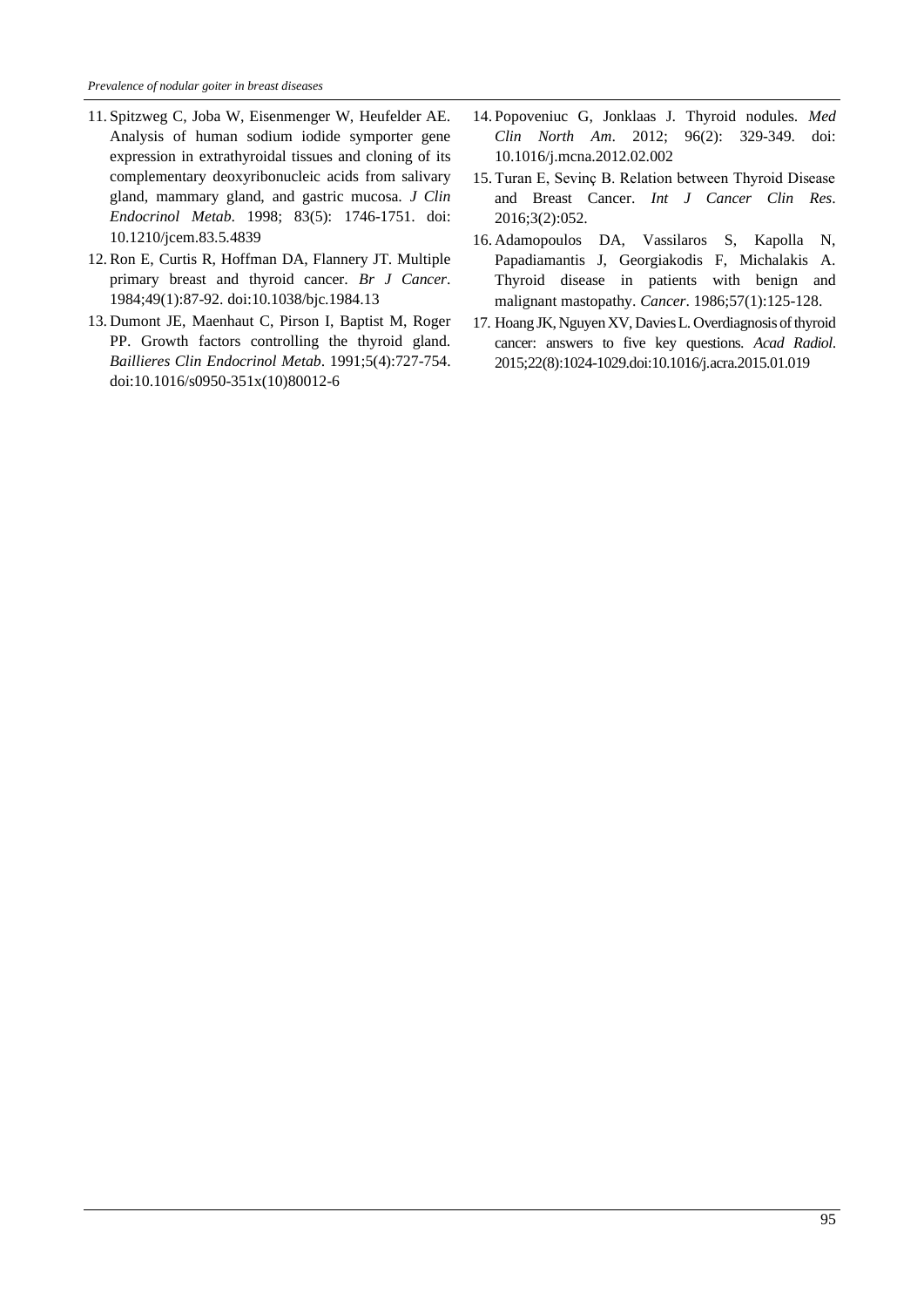11. Spitzweg C, Joba W, Eisenmenger W, Heufelder AE. Analysis of human sodium iodide symporter gene expression in extrathyroidal tissues and cloning of its complementary deoxyribonucleic acids from salivary gland, mammary gland, and gastric mucosa. *J Clin Endocrinol Metab*. 1998; 83(5): 1746-1751. doi: 10.1210/jcem.83.5.4839
12. Ron E, Curtis R, Hoffman DA, Flannery JT. Multiple primary breast and thyroid cancer. *Br J Cancer*. 1984;49(1):87-92. doi:10.1038/bjc.1984.13
13. Dumont JE, Maenhaut C, Pirson I, Baptist M, Roger PP. Growth factors controlling the thyroid gland. *Baillieres Clin Endocrinol Metab*. 1991;5(4):727-754. doi:10.1016/s0950-351x(10)80012-6
14. Popoveniuc G, Jonklaas J. Thyroid nodules. *Med Clin North Am*. 2012; 96(2): 329-349. doi: 10.1016/j.mcna.2012.02.002
15. Turan E, Sevinç B. Relation between Thyroid Disease and Breast Cancer. *Int J Cancer Clin Res*. 2016;3(2):052.
16. Adamopoulos DA, Vassilaros S, Kapolla N, Papadiamantis J, Georgiakodis F, Michalakis A. Thyroid disease in patients with benign and malignant mastopathy. *Cancer*. 1986;57(1):125-128.
17. Hoang JK, Nguyen XV, Davies L. Overdiagnosis of thyroid cancer: answers to five key questions. *Acad Radiol*. 2015;22(8):1024-1029.doi:10.1016/j.acra.2015.01.019